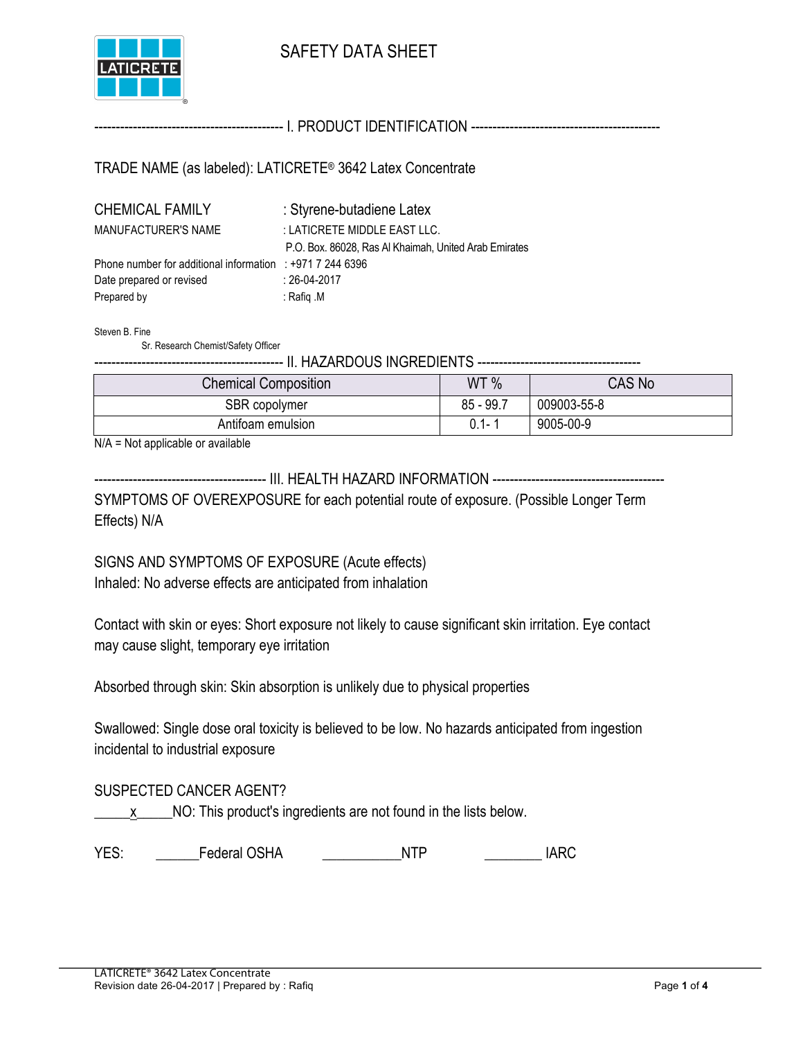# SAFETY DATA SHEET

## I. PRODUCT IDENTIFICATION

TRADE NAME (as labeled): LATICRETE® 3642 Latex Concentrate

CHEMICAL FAMILY : Styrene-butadiene Latex

MANUFACTURER'S NAME : LATICRETE MIDDLE EAST LLC.
P.O. Box. 86028, Ras Al Khaimah, United Arab Emirates

Phone number for additional information : +971 7 244 6396

Date prepared or revised : 26-04-2017

Prepared by : Rafiq .M

Steven B. Fine
Sr. Research Chemist/Safety Officer

## II. HAZARDOUS INGREDIENTS

| Chemical Composition | WT % | CAS No |
|---|---|---|
| SBR copolymer | 85 - 99.7 | 009003-55-8 |
| Antifoam emulsion | 0.1- 1 | 9005-00-9 |

N/A = Not applicable or available

## III. HEALTH HAZARD INFORMATION

SYMPTOMS OF OVEREXPOSURE for each potential route of exposure. (Possible Longer Term Effects) N/A

SIGNS AND SYMPTOMS OF EXPOSURE (Acute effects)

Inhaled: No adverse effects are anticipated from inhalation

Contact with skin or eyes: Short exposure not likely to cause significant skin irritation. Eye contact may cause slight, temporary eye irritation

Absorbed through skin: Skin absorption is unlikely due to physical properties

Swallowed: Single dose oral toxicity is believed to be low. No hazards anticipated from ingestion incidental to industrial exposure

SUSPECTED CANCER AGENT?

\_\_\_\_\_x\_\_\_\_\_NO: This product's ingredients are not found in the lists below.

YES: \_\_\_\_\_\_Federal OSHA \_\_\_\_\_\_\_\_\_\_\_NTP \_\_\_\_\_\_\_\_ IARC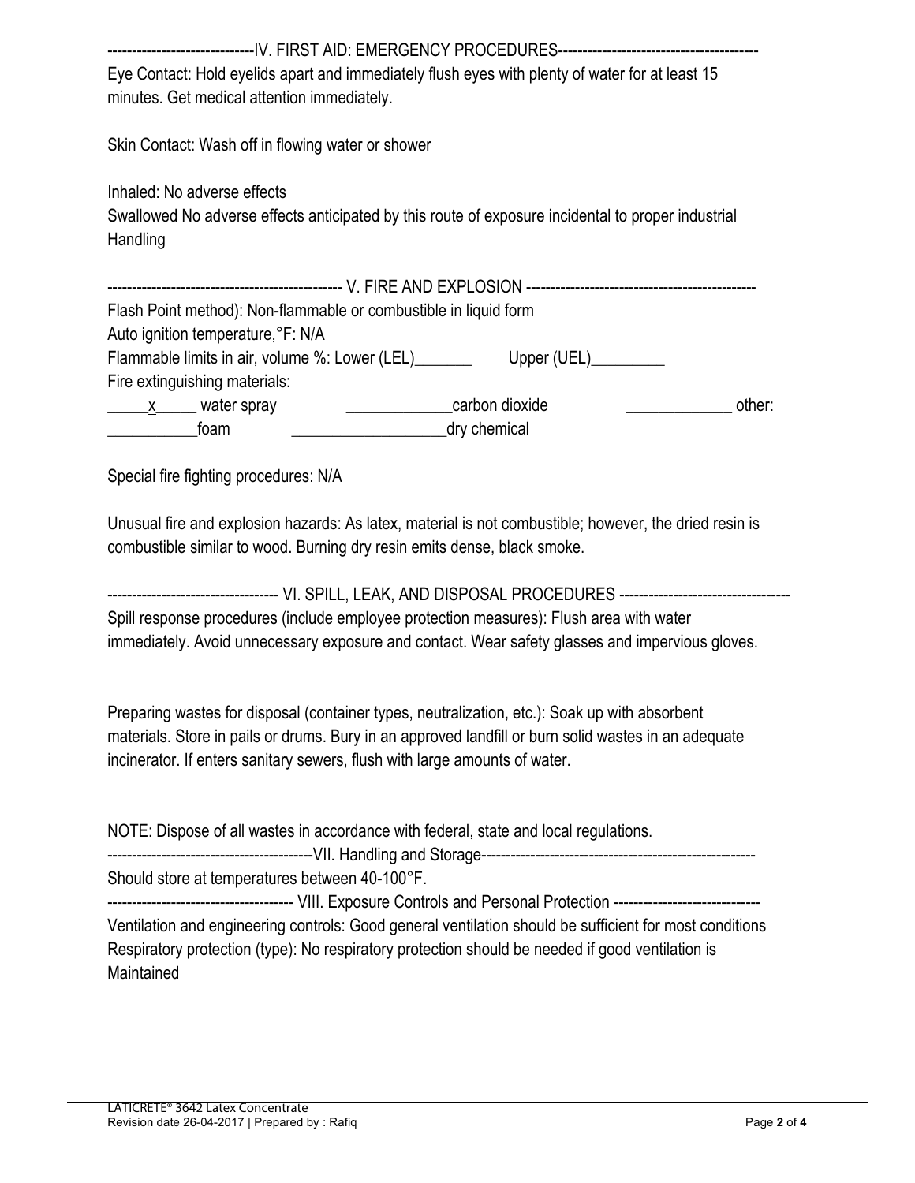## IV. FIRST AID: EMERGENCY PROCEDURES

Eye Contact: Hold eyelids apart and immediately flush eyes with plenty of water for at least 15 minutes. Get medical attention immediately.

Skin Contact: Wash off in flowing water or shower

Inhaled: No adverse effects
Swallowed No adverse effects anticipated by this route of exposure incidental to proper industrial Handling

## V. FIRE AND EXPLOSION

Flash Point method): Non-flammable or combustible in liquid form
Auto ignition temperature,°F: N/A
Flammable limits in air, volume %: Lower (LEL)_______ Upper (UEL)_________
Fire extinguishing materials:

_____x_____ water spray _____________carbon dioxide _____________ other:
___________foam ___________________dry chemical

Special fire fighting procedures: N/A

Unusual fire and explosion hazards: As latex, material is not combustible; however, the dried resin is combustible similar to wood. Burning dry resin emits dense, black smoke.

## VI. SPILL, LEAK, AND DISPOSAL PROCEDURES

Spill response procedures (include employee protection measures): Flush area with water immediately. Avoid unnecessary exposure and contact. Wear safety glasses and impervious gloves.

Preparing wastes for disposal (container types, neutralization, etc.): Soak up with absorbent materials. Store in pails or drums. Bury in an approved landfill or burn solid wastes in an adequate incinerator. If enters sanitary sewers, flush with large amounts of water.

NOTE: Dispose of all wastes in accordance with federal, state and local regulations.

## VII. Handling and Storage

Should store at temperatures between 40-100°F.

## VIII. Exposure Controls and Personal Protection

Ventilation and engineering controls: Good general ventilation should be sufficient for most conditions
Respiratory protection (type): No respiratory protection should be needed if good ventilation is Maintained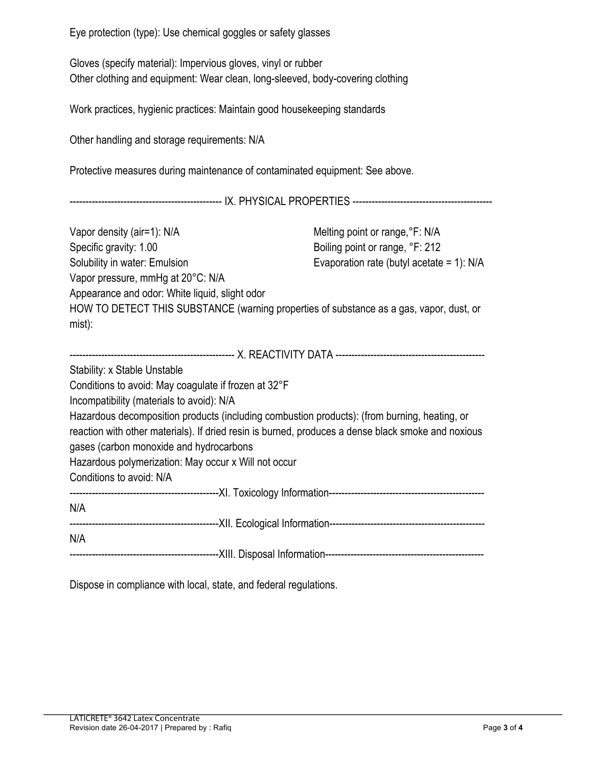Eye protection (type): Use chemical goggles or safety glasses

Gloves (specify material): Impervious gloves, vinyl or rubber
Other clothing and equipment: Wear clean, long-sleeved, body-covering clothing

Work practices, hygienic practices: Maintain good housekeeping standards

Other handling and storage requirements: N/A

Protective measures during maintenance of contaminated equipment: See above.

## IX. PHYSICAL PROPERTIES

Vapor density (air=1): N/A
Specific gravity: 1.00
Solubility in water: Emulsion
Vapor pressure, mmHg at 20°C: N/A
Melting point or range,°F: N/A
Boiling point or range, °F: 212
Evaporation rate (butyl acetate = 1): N/A
Appearance and odor: White liquid, slight odor
HOW TO DETECT THIS SUBSTANCE (warning properties of substance as a gas, vapor, dust, or mist):

## X. REACTIVITY DATA

Stability: x Stable Unstable
Conditions to avoid: May coagulate if frozen at 32°F
Incompatibility (materials to avoid): N/A
Hazardous decomposition products (including combustion products): (from burning, heating, or reaction with other materials). If dried resin is burned, produces a dense black smoke and noxious gases (carbon monoxide and hydrocarbons
Hazardous polymerization: May occur x Will not occur
Conditions to avoid: N/A

## XI. Toxicology Information

N/A

## XII. Ecological Information

N/A

## XIII. Disposal Information

Dispose in compliance with local, state, and federal regulations.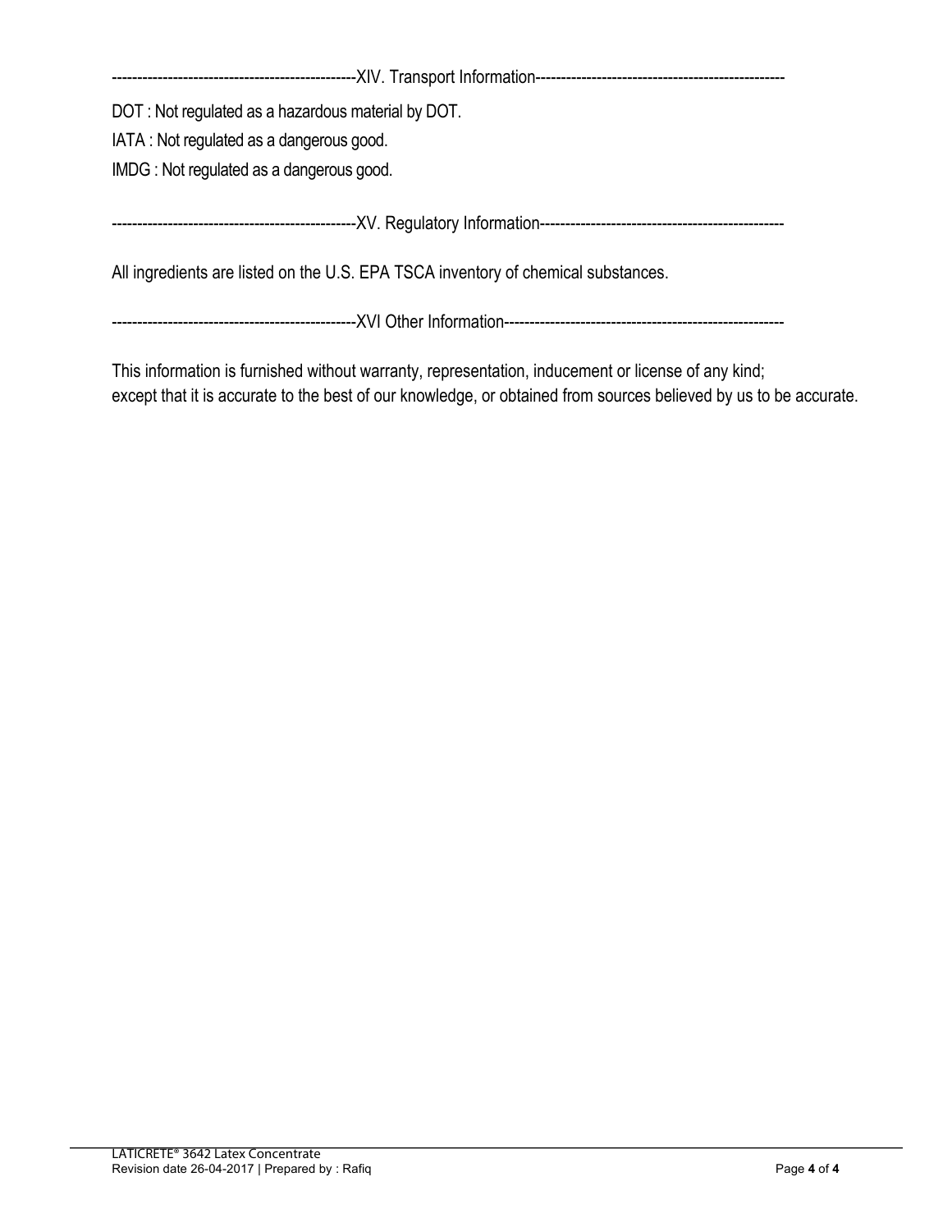## XIV. Transport Information

DOT : Not regulated as a hazardous material by DOT.

IATA : Not regulated as a dangerous good.

IMDG : Not regulated as a dangerous good.

## XV. Regulatory Information

All ingredients are listed on the U.S. EPA TSCA inventory of chemical substances.

## XVI Other Information

This information is furnished without warranty, representation, inducement or license of any kind; except that it is accurate to the best of our knowledge, or obtained from sources believed by us to be accurate.